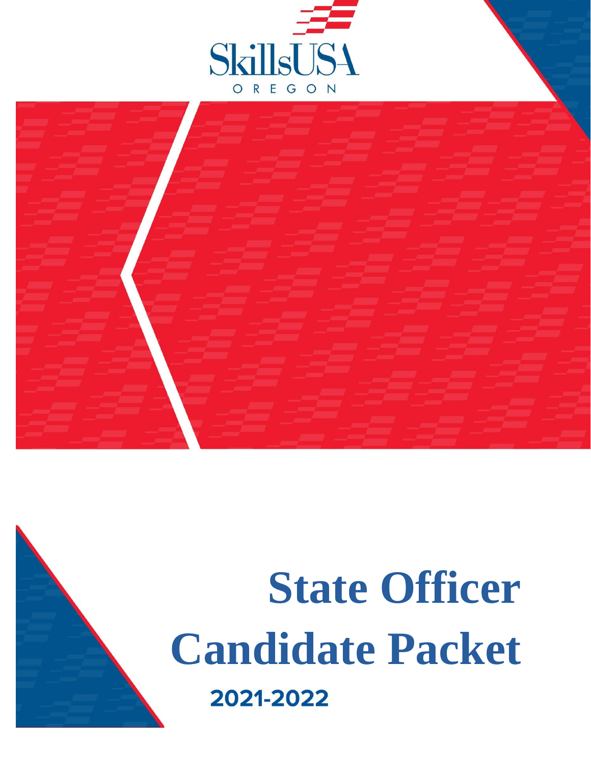SkillsUSA

OREGON

# State Officer Candidate Packet

## 2021-2022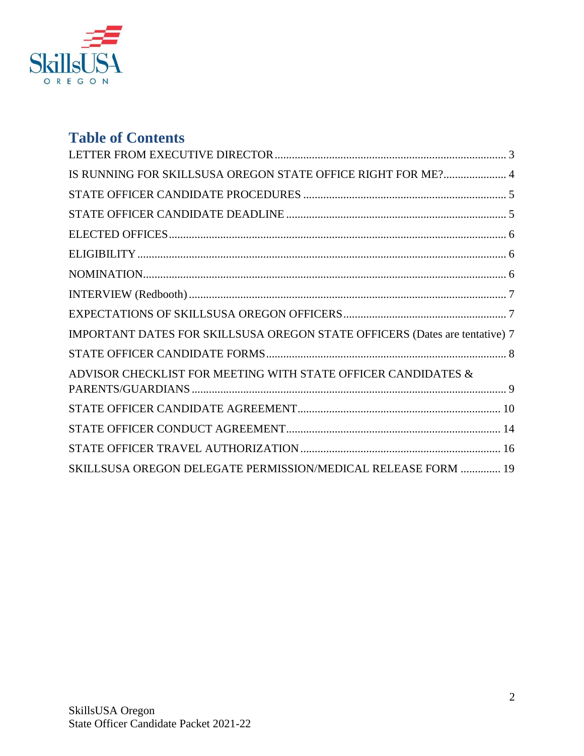# Table of Contents

LETTER FROM EXECUTIVE DIRECTOR ........ 3

IS RUNNING FOR SKILLSUSA OREGON STATE OFFICE RIGHT FOR ME? ........ 4

STATE OFFICER CANDIDATE PROCEDURES ........ 5

STATE OFFICER CANDIDATE DEADLINE ........ 5

ELECTED OFFICES ........ 6

ELIGIBILITY ........ 6

NOMINATION ........ 6

INTERVIEW (Redbooth) ........ 7

EXPECTATIONS OF SKILLSUSA OREGON OFFICERS ........ 7

IMPORTANT DATES FOR SKILLSUSA OREGON STATE OFFICERS (Dates are tentative) 7

STATE OFFICER CANDIDATE FORMS ........ 8

ADVISOR CHECKLIST FOR MEETING WITH STATE OFFICER CANDIDATES & PARENTS/GUARDIANS ........ 9

STATE OFFICER CANDIDATE AGREEMENT ........ 10

STATE OFFICER CONDUCT AGREEMENT ........ 14

STATE OFFICER TRAVEL AUTHORIZATION ........ 16

SKILLSUSA OREGON DELEGATE PERMISSION/MEDICAL RELEASE FORM ........ 19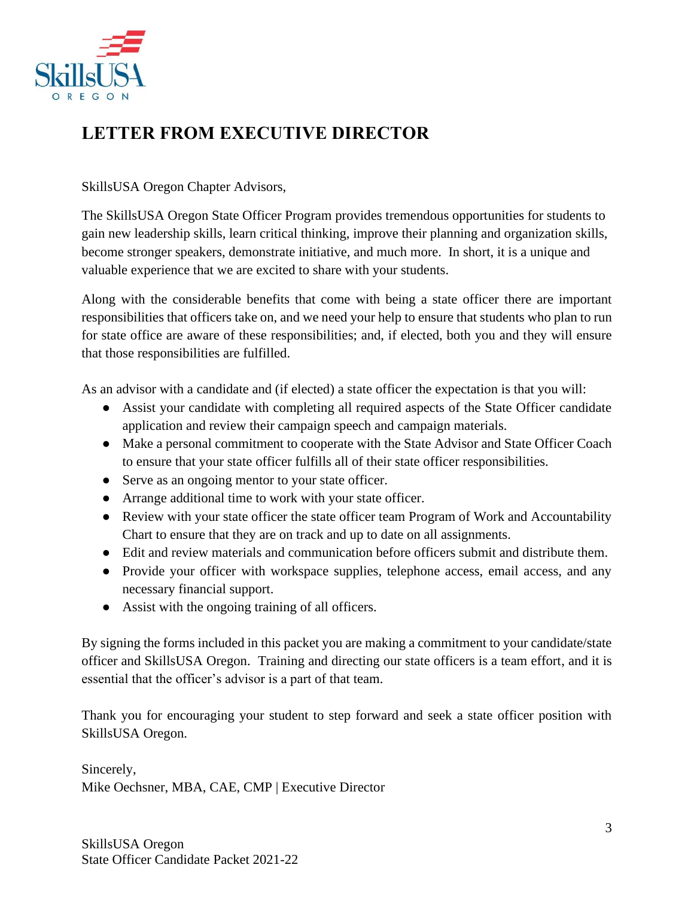# LETTER FROM EXECUTIVE DIRECTOR

SkillsUSA Oregon Chapter Advisors,

The SkillsUSA Oregon State Officer Program provides tremendous opportunities for students to gain new leadership skills, learn critical thinking, improve their planning and organization skills, become stronger speakers, demonstrate initiative, and much more. In short, it is a unique and valuable experience that we are excited to share with your students.

Along with the considerable benefits that come with being a state officer there are important responsibilities that officers take on, and we need your help to ensure that students who plan to run for state office are aware of these responsibilities; and, if elected, both you and they will ensure that those responsibilities are fulfilled.

As an advisor with a candidate and (if elected) a state officer the expectation is that you will:

- Assist your candidate with completing all required aspects of the State Officer candidate application and review their campaign speech and campaign materials.
- Make a personal commitment to cooperate with the State Advisor and State Officer Coach to ensure that your state officer fulfills all of their state officer responsibilities.
- Serve as an ongoing mentor to your state officer.
- Arrange additional time to work with your state officer.
- Review with your state officer the state officer team Program of Work and Accountability Chart to ensure that they are on track and up to date on all assignments.
- Edit and review materials and communication before officers submit and distribute them.
- Provide your officer with workspace supplies, telephone access, email access, and any necessary financial support.
- Assist with the ongoing training of all officers.

By signing the forms included in this packet you are making a commitment to your candidate/state officer and SkillsUSA Oregon. Training and directing our state officers is a team effort, and it is essential that the officer's advisor is a part of that team.

Thank you for encouraging your student to step forward and seek a state officer position with SkillsUSA Oregon.

Sincerely,
Mike Oechsner, MBA, CAE, CMP | Executive Director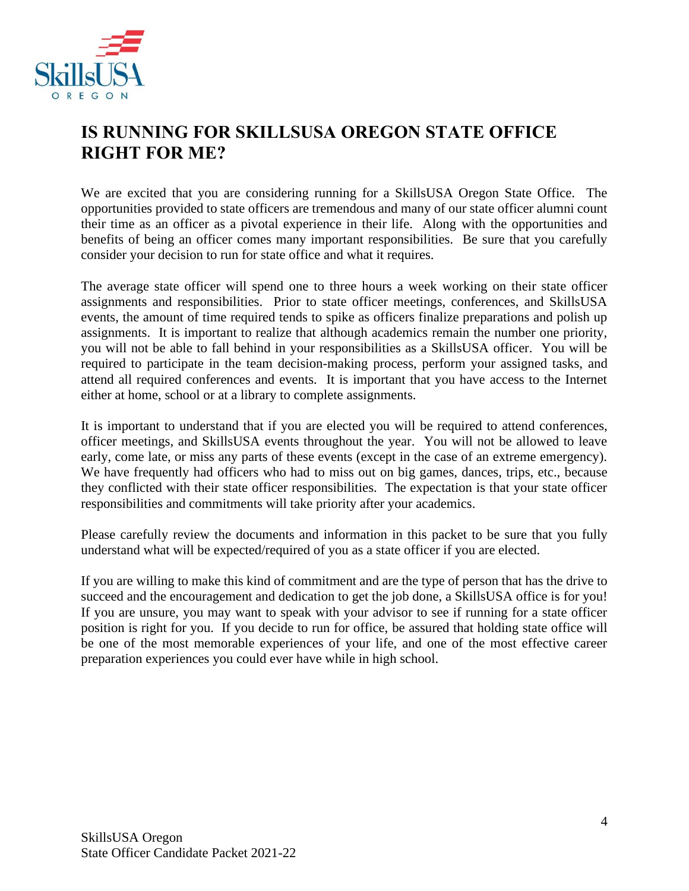# IS RUNNING FOR SKILLSUSA OREGON STATE OFFICE RIGHT FOR ME?

We are excited that you are considering running for a SkillsUSA Oregon State Office. The opportunities provided to state officers are tremendous and many of our state officer alumni count their time as an officer as a pivotal experience in their life. Along with the opportunities and benefits of being an officer comes many important responsibilities. Be sure that you carefully consider your decision to run for state office and what it requires.

The average state officer will spend one to three hours a week working on their state officer assignments and responsibilities. Prior to state officer meetings, conferences, and SkillsUSA events, the amount of time required tends to spike as officers finalize preparations and polish up assignments. It is important to realize that although academics remain the number one priority, you will not be able to fall behind in your responsibilities as a SkillsUSA officer. You will be required to participate in the team decision-making process, perform your assigned tasks, and attend all required conferences and events. It is important that you have access to the Internet either at home, school or at a library to complete assignments.

It is important to understand that if you are elected you will be required to attend conferences, officer meetings, and SkillsUSA events throughout the year. You will not be allowed to leave early, come late, or miss any parts of these events (except in the case of an extreme emergency). We have frequently had officers who had to miss out on big games, dances, trips, etc., because they conflicted with their state officer responsibilities. The expectation is that your state officer responsibilities and commitments will take priority after your academics.

Please carefully review the documents and information in this packet to be sure that you fully understand what will be expected/required of you as a state officer if you are elected.

If you are willing to make this kind of commitment and are the type of person that has the drive to succeed and the encouragement and dedication to get the job done, a SkillsUSA office is for you! If you are unsure, you may want to speak with your advisor to see if running for a state officer position is right for you. If you decide to run for office, be assured that holding state office will be one of the most memorable experiences of your life, and one of the most effective career preparation experiences you could ever have while in high school.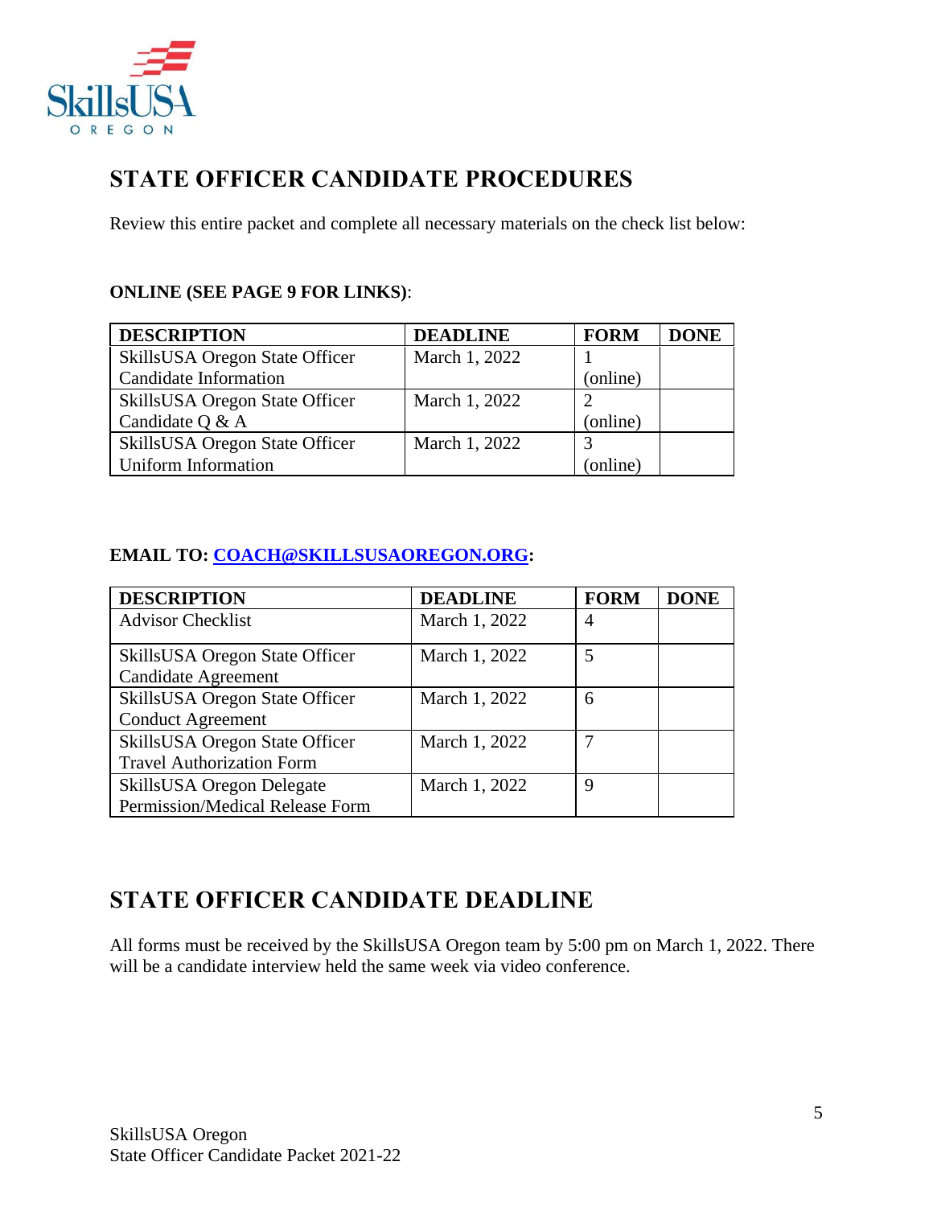## STATE OFFICER CANDIDATE PROCEDURES

Review this entire packet and complete all necessary materials on the check list below:

**ONLINE (SEE PAGE 9 FOR LINKS)**:

| DESCRIPTION | DEADLINE | FORM | DONE |
|---|---|---|---|
| SkillsUSA Oregon State Officer Candidate Information | March 1, 2022 | 1 (online) | |
| SkillsUSA Oregon State Officer Candidate Q & A | March 1, 2022 | 2 (online) | |
| SkillsUSA Oregon State Officer Uniform Information | March 1, 2022 | 3 (online) | |

**EMAIL TO: COACH@SKILLSUSAOREGON.ORG:**

| DESCRIPTION | DEADLINE | FORM | DONE |
|---|---|---|---|
| Advisor Checklist | March 1, 2022 | 4 | |
| SkillsUSA Oregon State Officer Candidate Agreement | March 1, 2022 | 5 | |
| SkillsUSA Oregon State Officer Conduct Agreement | March 1, 2022 | 6 | |
| SkillsUSA Oregon State Officer Travel Authorization Form | March 1, 2022 | 7 | |
| SkillsUSA Oregon Delegate Permission/Medical Release Form | March 1, 2022 | 9 | |

## STATE OFFICER CANDIDATE DEADLINE

All forms must be received by the SkillsUSA Oregon team by 5:00 pm on March 1, 2022. There will be a candidate interview held the same week via video conference.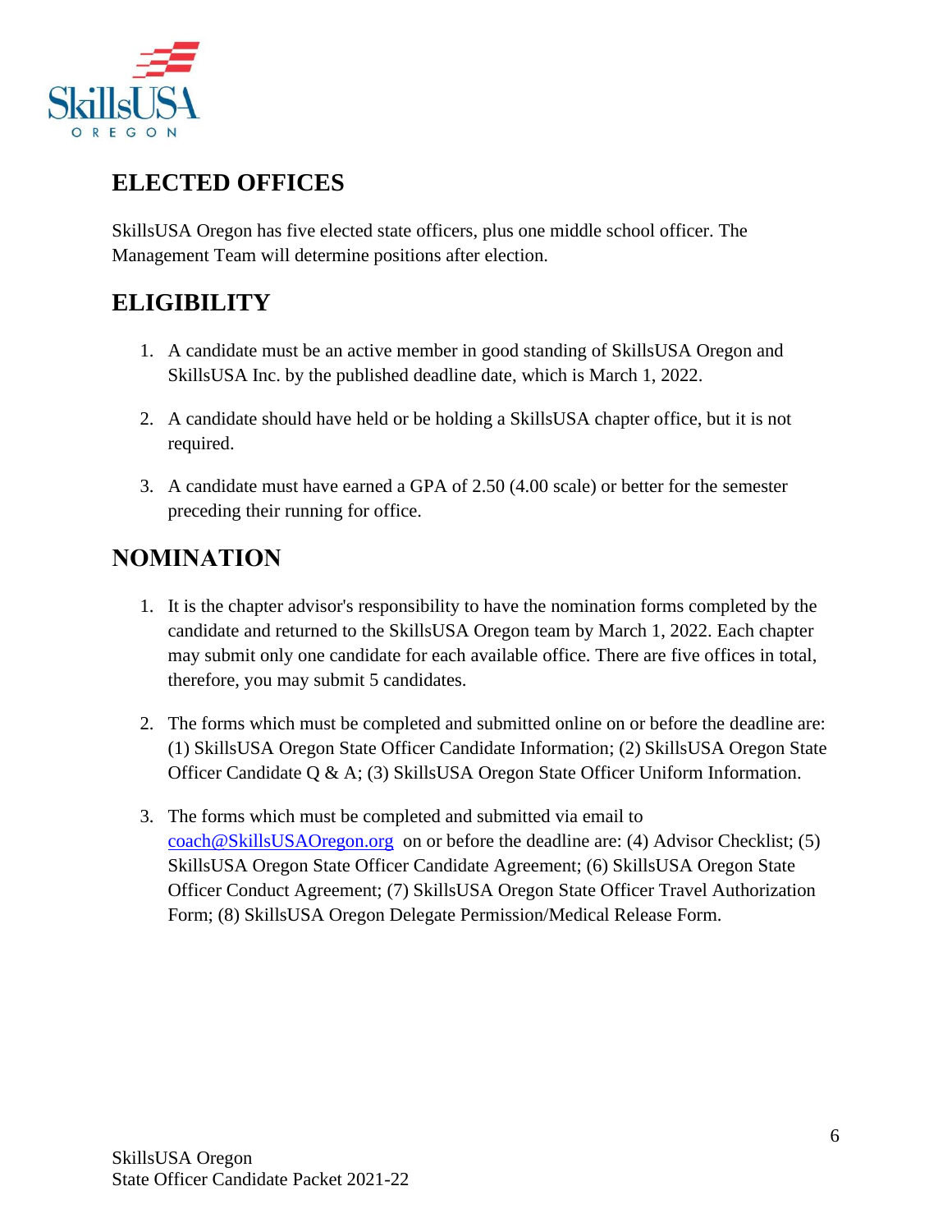## ELECTED OFFICES

SkillsUSA Oregon has five elected state officers, plus one middle school officer. The Management Team will determine positions after election.

## ELIGIBILITY

1. A candidate must be an active member in good standing of SkillsUSA Oregon and SkillsUSA Inc. by the published deadline date, which is March 1, 2022.
2. A candidate should have held or be holding a SkillsUSA chapter office, but it is not required.
3. A candidate must have earned a GPA of 2.50 (4.00 scale) or better for the semester preceding their running for office.

## NOMINATION

1. It is the chapter advisor's responsibility to have the nomination forms completed by the candidate and returned to the SkillsUSA Oregon team by March 1, 2022. Each chapter may submit only one candidate for each available office. There are five offices in total, therefore, you may submit 5 candidates.
2. The forms which must be completed and submitted online on or before the deadline are: (1) SkillsUSA Oregon State Officer Candidate Information; (2) SkillsUSA Oregon State Officer Candidate Q & A; (3) SkillsUSA Oregon State Officer Uniform Information.
3. The forms which must be completed and submitted via email to [coach@SkillsUSAOregon.org](mailto:coach@SkillsUSAOregon.org) on or before the deadline are: (4) Advisor Checklist; (5) SkillsUSA Oregon State Officer Candidate Agreement; (6) SkillsUSA Oregon State Officer Conduct Agreement; (7) SkillsUSA Oregon State Officer Travel Authorization Form; (8) SkillsUSA Oregon Delegate Permission/Medical Release Form.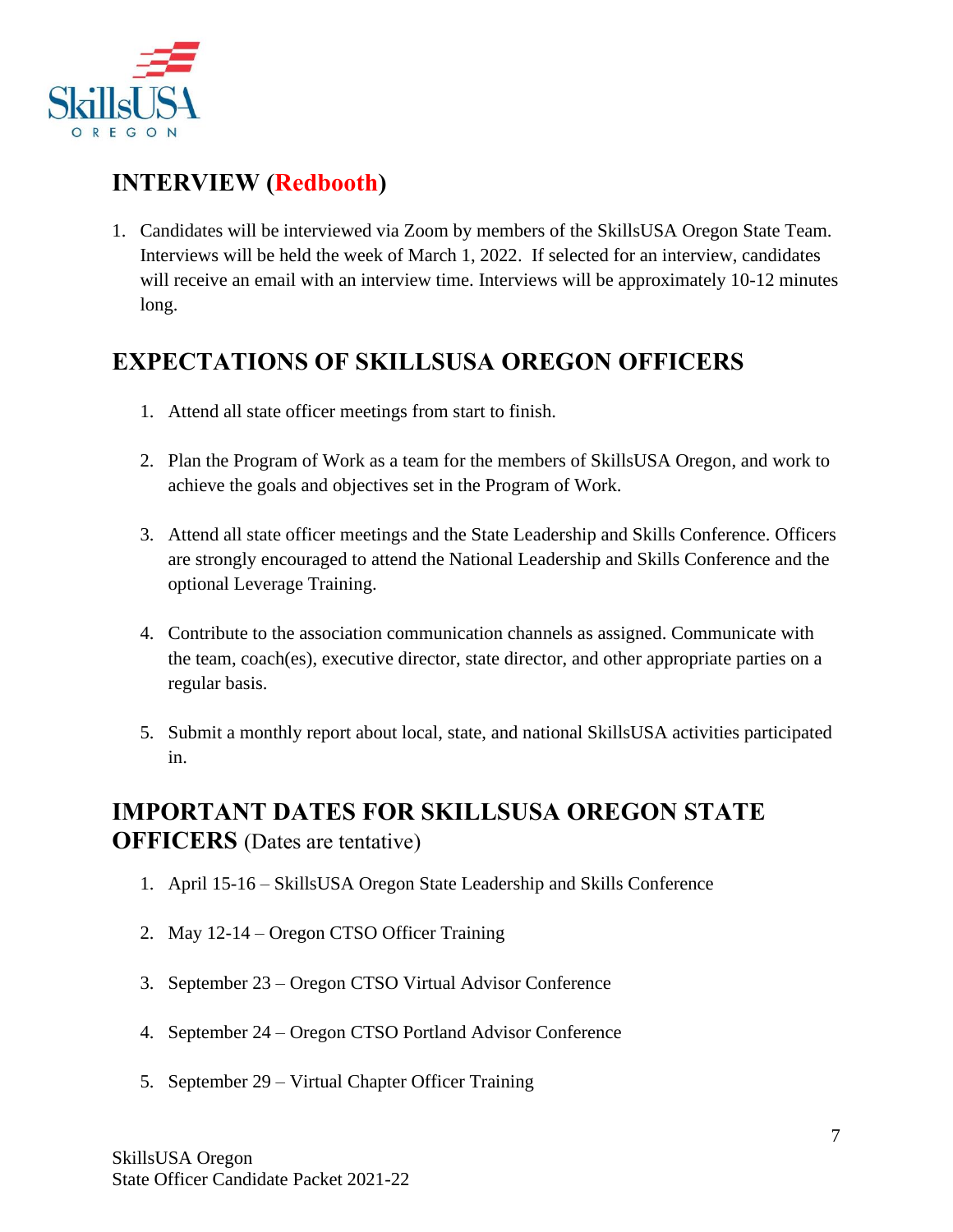## INTERVIEW (Redbooth)

1. Candidates will be interviewed via Zoom by members of the SkillsUSA Oregon State Team. Interviews will be held the week of March 1, 2022. If selected for an interview, candidates will receive an email with an interview time. Interviews will be approximately 10-12 minutes long.

## EXPECTATIONS OF SKILLSUSA OREGON OFFICERS

1. Attend all state officer meetings from start to finish.

2. Plan the Program of Work as a team for the members of SkillsUSA Oregon, and work to achieve the goals and objectives set in the Program of Work.

3. Attend all state officer meetings and the State Leadership and Skills Conference. Officers are strongly encouraged to attend the National Leadership and Skills Conference and the optional Leverage Training.

4. Contribute to the association communication channels as assigned. Communicate with the team, coach(es), executive director, state director, and other appropriate parties on a regular basis.

5. Submit a monthly report about local, state, and national SkillsUSA activities participated in.

## IMPORTANT DATES FOR SKILLSUSA OREGON STATE OFFICERS (Dates are tentative)

1. April 15-16 – SkillsUSA Oregon State Leadership and Skills Conference

2. May 12-14 – Oregon CTSO Officer Training

3. September 23 – Oregon CTSO Virtual Advisor Conference

4. September 24 – Oregon CTSO Portland Advisor Conference

5. September 29 – Virtual Chapter Officer Training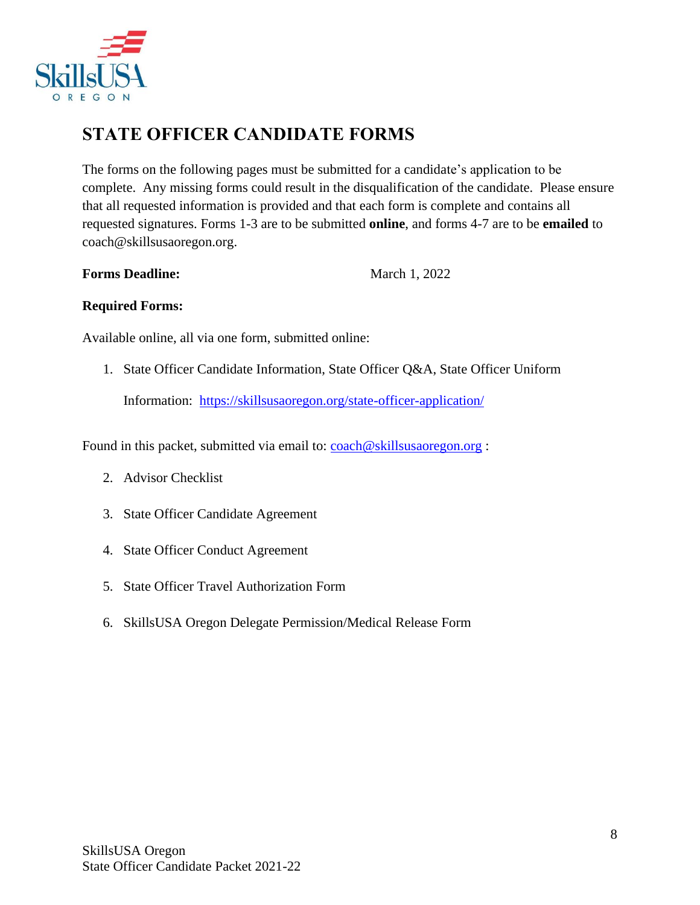# STATE OFFICER CANDIDATE FORMS

The forms on the following pages must be submitted for a candidate's application to be complete. Any missing forms could result in the disqualification of the candidate. Please ensure that all requested information is provided and that each form is complete and contains all requested signatures. Forms 1-3 are to be submitted **online**, and forms 4-7 are to be **emailed** to coach@skillsusaoregon.org.

**Forms Deadline:** March 1, 2022

**Required Forms:**

Available online, all via one form, submitted online:

1. State Officer Candidate Information, State Officer Q&A, State Officer Uniform

   Information: https://skillsusaoregon.org/state-officer-application/

Found in this packet, submitted via email to: coach@skillsusaoregon.org :

2. Advisor Checklist
3. State Officer Candidate Agreement
4. State Officer Conduct Agreement
5. State Officer Travel Authorization Form
6. SkillsUSA Oregon Delegate Permission/Medical Release Form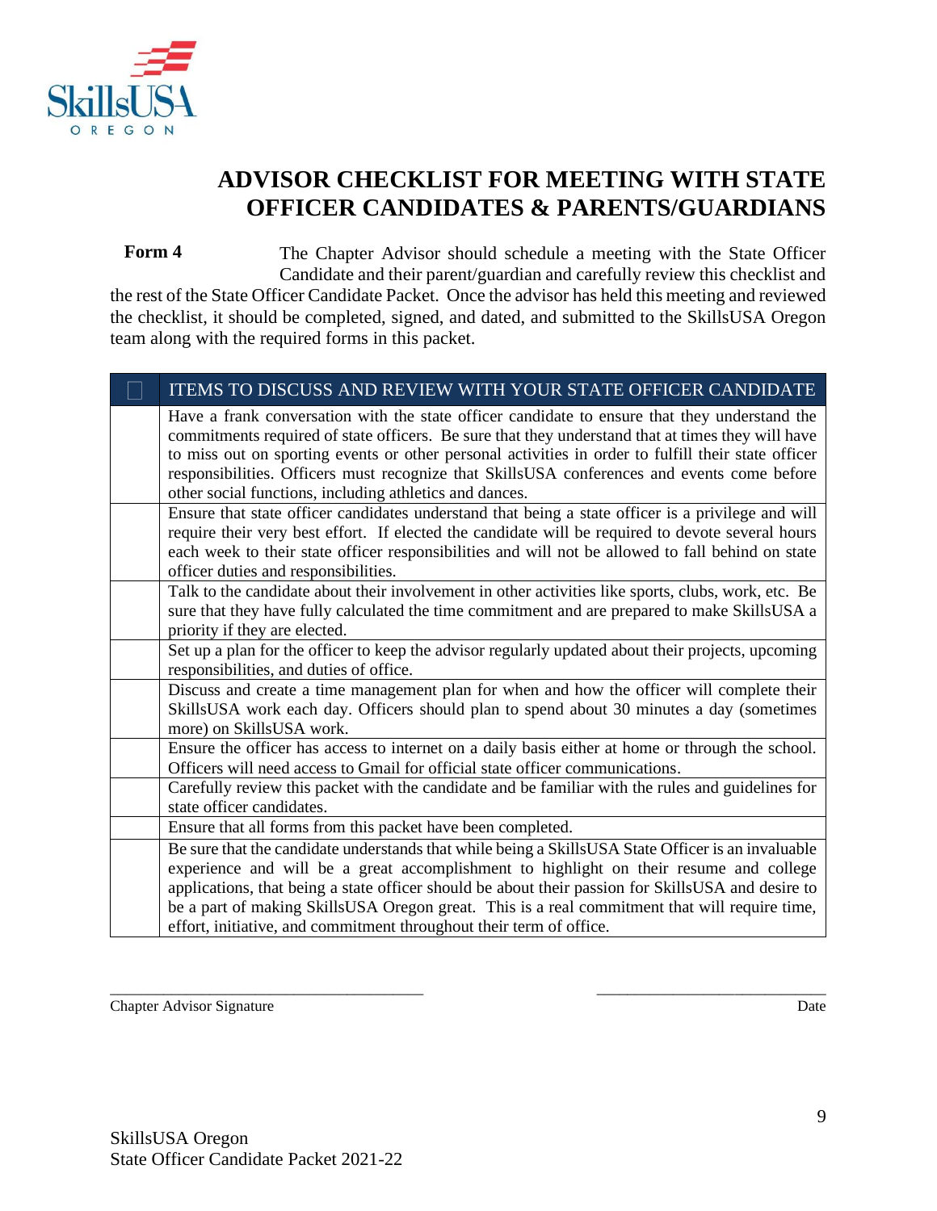# ADVISOR CHECKLIST FOR MEETING WITH STATE OFFICER CANDIDATES & PARENTS/GUARDIANS

**Form 4** The Chapter Advisor should schedule a meeting with the State Officer Candidate and their parent/guardian and carefully review this checklist and the rest of the State Officer Candidate Packet. Once the advisor has held this meeting and reviewed the checklist, it should be completed, signed, and dated, and submitted to the SkillsUSA Oregon team along with the required forms in this packet.

| ☐ | ITEMS TO DISCUSS AND REVIEW WITH YOUR STATE OFFICER CANDIDATE |
|---|---|
| | Have a frank conversation with the state officer candidate to ensure that they understand the commitments required of state officers. Be sure that they understand that at times they will have to miss out on sporting events or other personal activities in order to fulfill their state officer responsibilities. Officers must recognize that SkillsUSA conferences and events come before other social functions, including athletics and dances. |
| | Ensure that state officer candidates understand that being a state officer is a privilege and will require their very best effort. If elected the candidate will be required to devote several hours each week to their state officer responsibilities and will not be allowed to fall behind on state officer duties and responsibilities. |
| | Talk to the candidate about their involvement in other activities like sports, clubs, work, etc. Be sure that they have fully calculated the time commitment and are prepared to make SkillsUSA a priority if they are elected. |
| | Set up a plan for the officer to keep the advisor regularly updated about their projects, upcoming responsibilities, and duties of office. |
| | Discuss and create a time management plan for when and how the officer will complete their SkillsUSA work each day. Officers should plan to spend about 30 minutes a day (sometimes more) on SkillsUSA work. |
| | Ensure the officer has access to internet on a daily basis either at home or through the school. Officers will need access to Gmail for official state officer communications. |
| | Carefully review this packet with the candidate and be familiar with the rules and guidelines for state officer candidates. |
| | Ensure that all forms from this packet have been completed. |
| | Be sure that the candidate understands that while being a SkillsUSA State Officer is an invaluable experience and will be a great accomplishment to highlight on their resume and college applications, that being a state officer should be about their passion for SkillsUSA and desire to be a part of making SkillsUSA Oregon great. This is a real commitment that will require time, effort, initiative, and commitment throughout their term of office. |

_______________________________________ ____________________________

Chapter Advisor Signature Date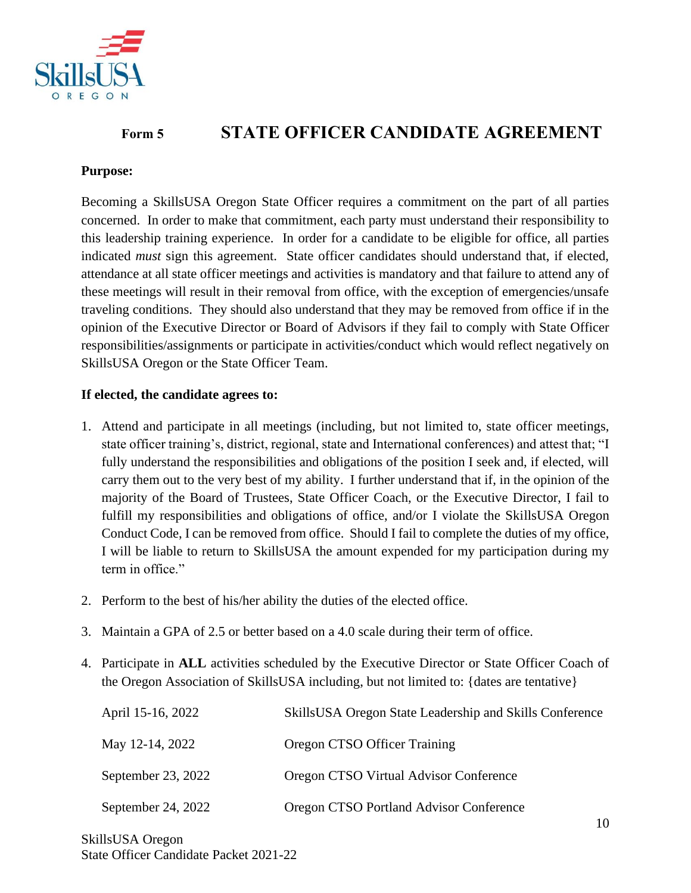# Form 5 STATE OFFICER CANDIDATE AGREEMENT

**Purpose:**

Becoming a SkillsUSA Oregon State Officer requires a commitment on the part of all parties concerned. In order to make that commitment, each party must understand their responsibility to this leadership training experience. In order for a candidate to be eligible for office, all parties indicated *must* sign this agreement. State officer candidates should understand that, if elected, attendance at all state officer meetings and activities is mandatory and that failure to attend any of these meetings will result in their removal from office, with the exception of emergencies/unsafe traveling conditions. They should also understand that they may be removed from office if in the opinion of the Executive Director or Board of Advisors if they fail to comply with State Officer responsibilities/assignments or participate in activities/conduct which would reflect negatively on SkillsUSA Oregon or the State Officer Team.

**If elected, the candidate agrees to:**

1. Attend and participate in all meetings (including, but not limited to, state officer meetings, state officer training's, district, regional, state and International conferences) and attest that; "I fully understand the responsibilities and obligations of the position I seek and, if elected, will carry them out to the very best of my ability. I further understand that if, in the opinion of the majority of the Board of Trustees, State Officer Coach, or the Executive Director, I fail to fulfill my responsibilities and obligations of office, and/or I violate the SkillsUSA Oregon Conduct Code, I can be removed from office. Should I fail to complete the duties of my office, I will be liable to return to SkillsUSA the amount expended for my participation during my term in office."
2. Perform to the best of his/her ability the duties of the elected office.
3. Maintain a GPA of 2.5 or better based on a 4.0 scale during their term of office.
4. Participate in **ALL** activities scheduled by the Executive Director or State Officer Coach of the Oregon Association of SkillsUSA including, but not limited to: {dates are tentative}

| | |
|---|---|
| April 15-16, 2022 | SkillsUSA Oregon State Leadership and Skills Conference |
| May 12-14, 2022 | Oregon CTSO Officer Training |
| September 23, 2022 | Oregon CTSO Virtual Advisor Conference |
| September 24, 2022 | Oregon CTSO Portland Advisor Conference |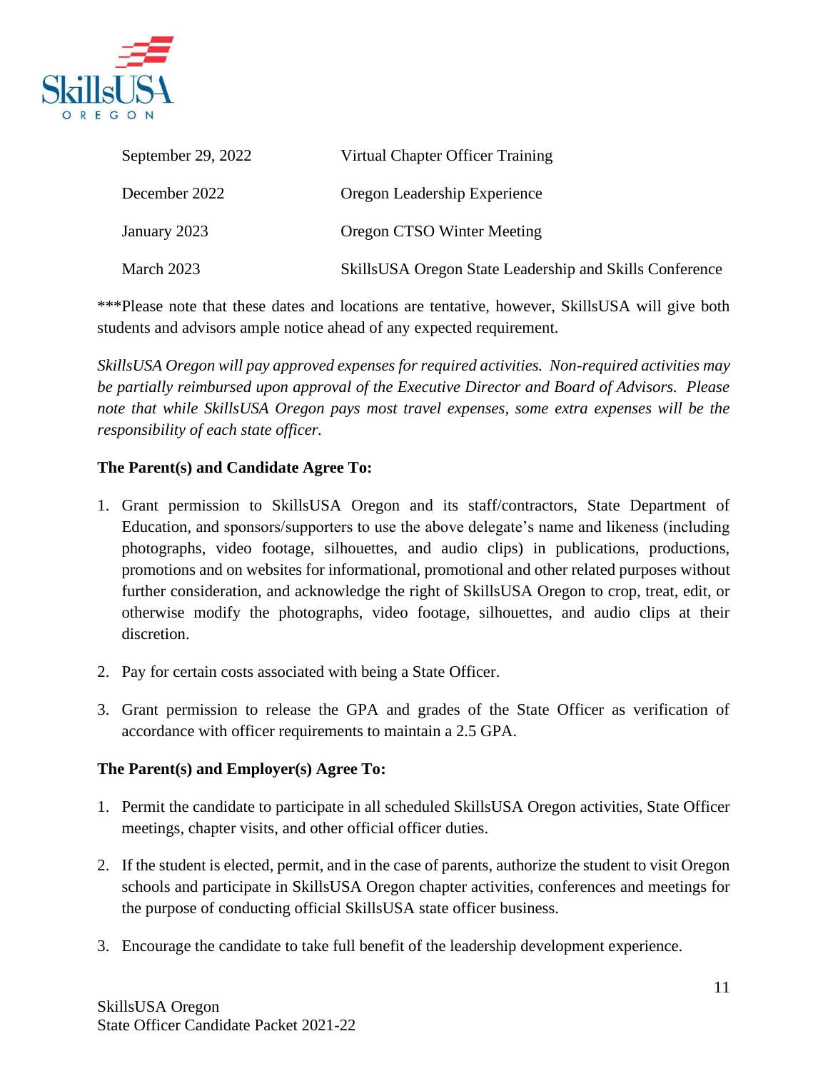| | |
|---|---|
| September 29, 2022 | Virtual Chapter Officer Training |
| December 2022 | Oregon Leadership Experience |
| January 2023 | Oregon CTSO Winter Meeting |
| March 2023 | SkillsUSA Oregon State Leadership and Skills Conference |

***Please note that these dates and locations are tentative, however, SkillsUSA will give both students and advisors ample notice ahead of any expected requirement.

*SkillsUSA Oregon will pay approved expenses for required activities. Non-required activities may be partially reimbursed upon approval of the Executive Director and Board of Advisors. Please note that while SkillsUSA Oregon pays most travel expenses, some extra expenses will be the responsibility of each state officer.*

**The Parent(s) and Candidate Agree To:**

1. Grant permission to SkillsUSA Oregon and its staff/contractors, State Department of Education, and sponsors/supporters to use the above delegate's name and likeness (including photographs, video footage, silhouettes, and audio clips) in publications, productions, promotions and on websites for informational, promotional and other related purposes without further consideration, and acknowledge the right of SkillsUSA Oregon to crop, treat, edit, or otherwise modify the photographs, video footage, silhouettes, and audio clips at their discretion.
2. Pay for certain costs associated with being a State Officer.
3. Grant permission to release the GPA and grades of the State Officer as verification of accordance with officer requirements to maintain a 2.5 GPA.

**The Parent(s) and Employer(s) Agree To:**

1. Permit the candidate to participate in all scheduled SkillsUSA Oregon activities, State Officer meetings, chapter visits, and other official officer duties.
2. If the student is elected, permit, and in the case of parents, authorize the student to visit Oregon schools and participate in SkillsUSA Oregon chapter activities, conferences and meetings for the purpose of conducting official SkillsUSA state officer business.
3. Encourage the candidate to take full benefit of the leadership development experience.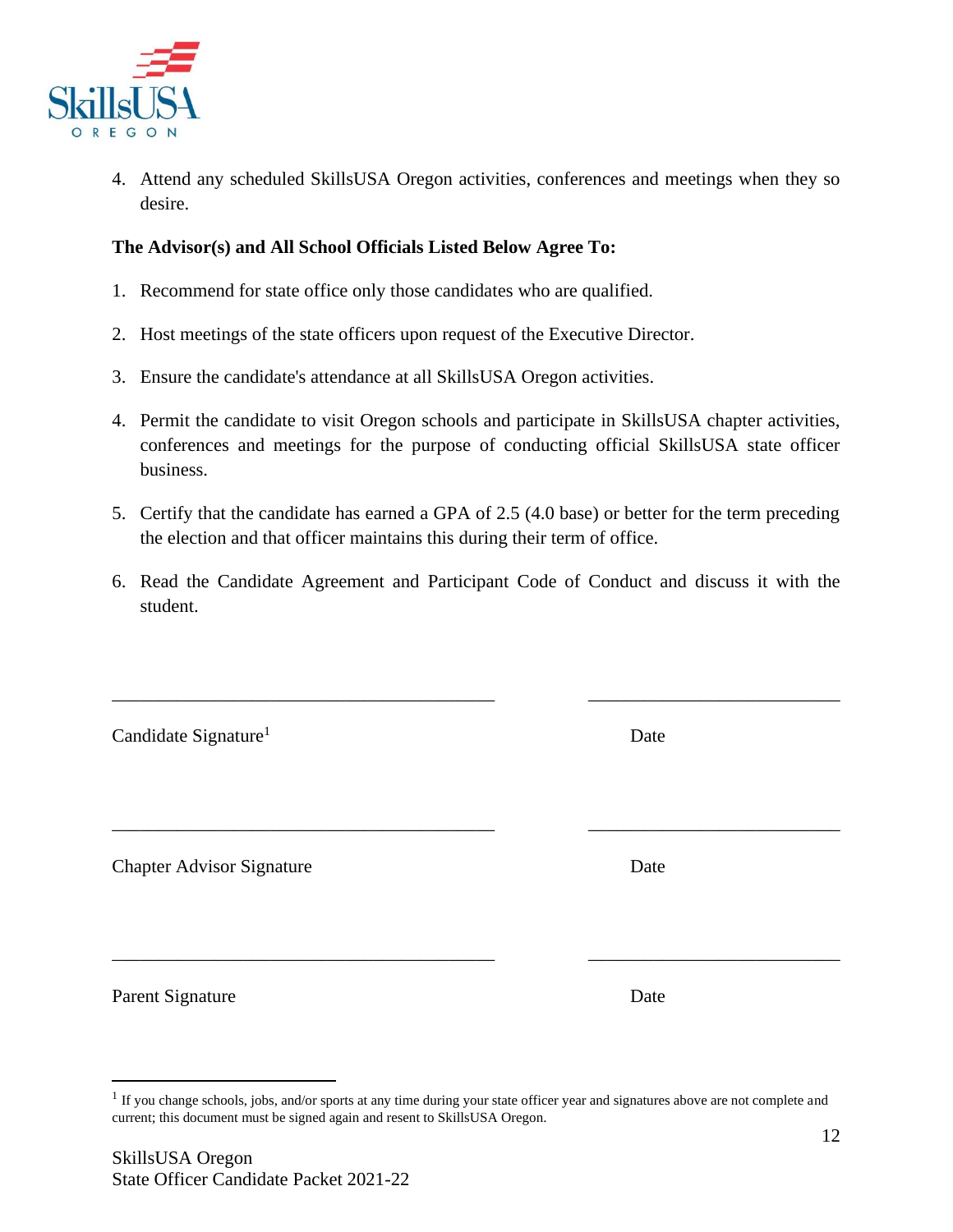4. Attend any scheduled SkillsUSA Oregon activities, conferences and meetings when they so desire.

**The Advisor(s) and All School Officials Listed Below Agree To:**

1. Recommend for state office only those candidates who are qualified.
2. Host meetings of the state officers upon request of the Executive Director.
3. Ensure the candidate's attendance at all SkillsUSA Oregon activities.
4. Permit the candidate to visit Oregon schools and participate in SkillsUSA chapter activities, conferences and meetings for the purpose of conducting official SkillsUSA state officer business.
5. Certify that the candidate has earned a GPA of 2.5 (4.0 base) or better for the term preceding the election and that officer maintains this during their term of office.
6. Read the Candidate Agreement and Participant Code of Conduct and discuss it with the student.

\_\_\_\_\_\_\_\_\_\_\_\_\_\_\_\_\_\_\_\_\_\_\_\_\_\_\_\_\_\_\_\_\_\_\_\_\_\_\_\_ \_\_\_\_\_\_\_\_\_\_\_\_\_\_\_\_\_\_\_\_\_\_\_\_\_\_

Candidate Signature[1] Date

\_\_\_\_\_\_\_\_\_\_\_\_\_\_\_\_\_\_\_\_\_\_\_\_\_\_\_\_\_\_\_\_\_\_\_\_\_\_\_\_ \_\_\_\_\_\_\_\_\_\_\_\_\_\_\_\_\_\_\_\_\_\_\_\_\_\_

Chapter Advisor Signature Date

\_\_\_\_\_\_\_\_\_\_\_\_\_\_\_\_\_\_\_\_\_\_\_\_\_\_\_\_\_\_\_\_\_\_\_\_\_\_\_\_ \_\_\_\_\_\_\_\_\_\_\_\_\_\_\_\_\_\_\_\_\_\_\_\_\_\_

Parent Signature Date

---

[1] If you change schools, jobs, and/or sports at any time during your state officer year and signatures above are not complete and current; this document must be signed again and resent to SkillsUSA Oregon.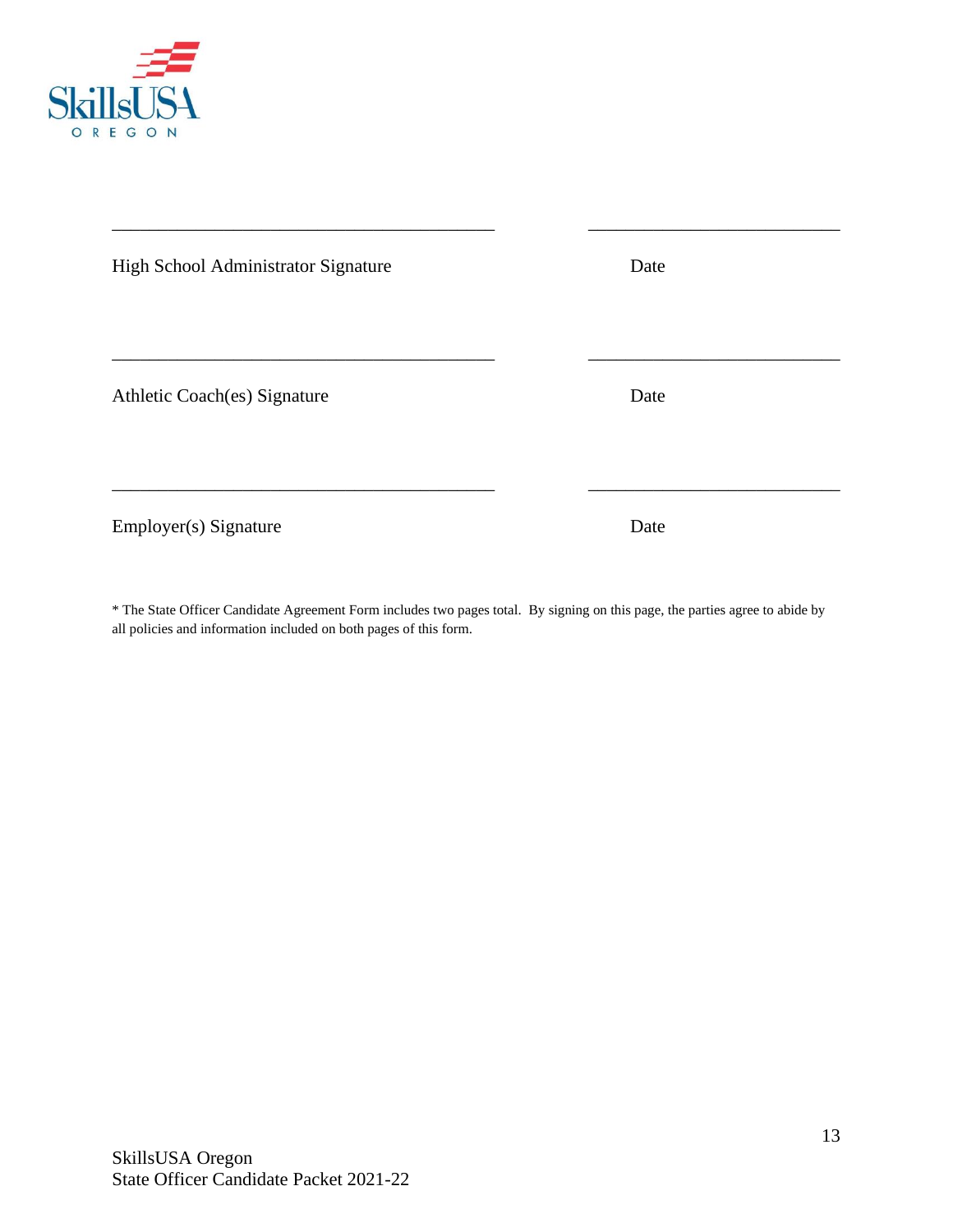\_\_\_\_\_\_\_\_\_\_\_\_\_\_\_\_\_\_\_\_\_\_\_\_\_\_\_\_\_\_\_\_\_\_\_\_\_\_\_\_\_\_ \_\_\_\_\_\_\_\_\_\_\_\_\_\_\_\_\_\_\_\_\_\_\_\_\_\_\_\_

High School Administrator Signature Date

\_\_\_\_\_\_\_\_\_\_\_\_\_\_\_\_\_\_\_\_\_\_\_\_\_\_\_\_\_\_\_\_\_\_\_\_\_\_\_\_\_\_ \_\_\_\_\_\_\_\_\_\_\_\_\_\_\_\_\_\_\_\_\_\_\_\_\_\_\_\_

Athletic Coach(es) Signature Date

\_\_\_\_\_\_\_\_\_\_\_\_\_\_\_\_\_\_\_\_\_\_\_\_\_\_\_\_\_\_\_\_\_\_\_\_\_\_\_\_\_\_ \_\_\_\_\_\_\_\_\_\_\_\_\_\_\_\_\_\_\_\_\_\_\_\_\_\_\_\_

Employer(s) Signature Date

* The State Officer Candidate Agreement Form includes two pages total. By signing on this page, the parties agree to abide by all policies and information included on both pages of this form.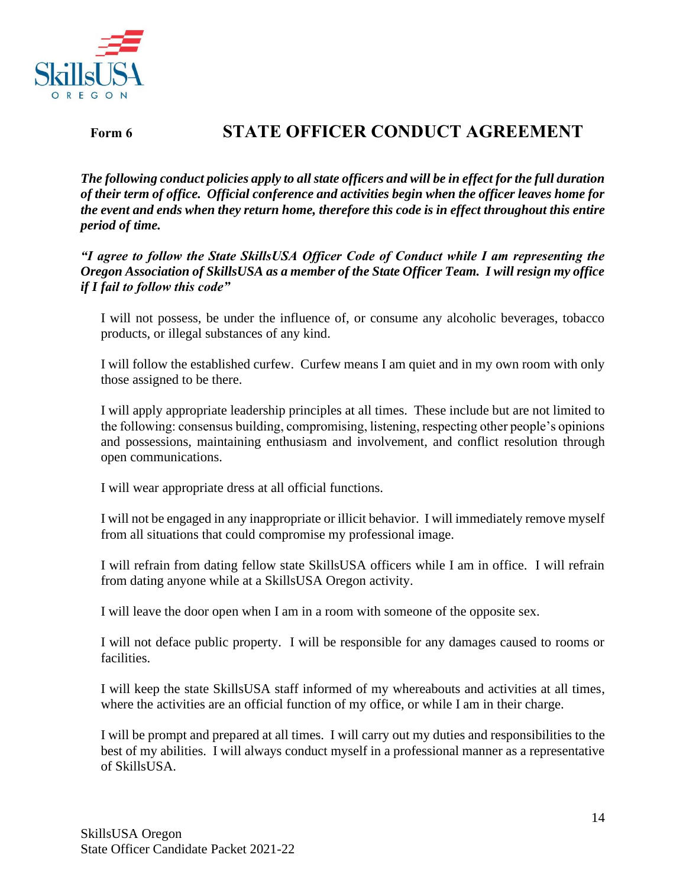**Form 6**

# STATE OFFICER CONDUCT AGREEMENT

***The following conduct policies apply to all state officers and will be in effect for the full duration of their term of office. Official conference and activities begin when the officer leaves home for the event and ends when they return home, therefore this code is in effect throughout this entire period of time.***

***"I agree to follow the State SkillsUSA Officer Code of Conduct while I am representing the Oregon Association of SkillsUSA as a member of the State Officer Team. I will resign my office if I fail to follow this code"***

I will not possess, be under the influence of, or consume any alcoholic beverages, tobacco products, or illegal substances of any kind.

I will follow the established curfew. Curfew means I am quiet and in my own room with only those assigned to be there.

I will apply appropriate leadership principles at all times. These include but are not limited to the following: consensus building, compromising, listening, respecting other people's opinions and possessions, maintaining enthusiasm and involvement, and conflict resolution through open communications.

I will wear appropriate dress at all official functions.

I will not be engaged in any inappropriate or illicit behavior. I will immediately remove myself from all situations that could compromise my professional image.

I will refrain from dating fellow state SkillsUSA officers while I am in office. I will refrain from dating anyone while at a SkillsUSA Oregon activity.

I will leave the door open when I am in a room with someone of the opposite sex.

I will not deface public property. I will be responsible for any damages caused to rooms or facilities.

I will keep the state SkillsUSA staff informed of my whereabouts and activities at all times, where the activities are an official function of my office, or while I am in their charge.

I will be prompt and prepared at all times. I will carry out my duties and responsibilities to the best of my abilities. I will always conduct myself in a professional manner as a representative of SkillsUSA.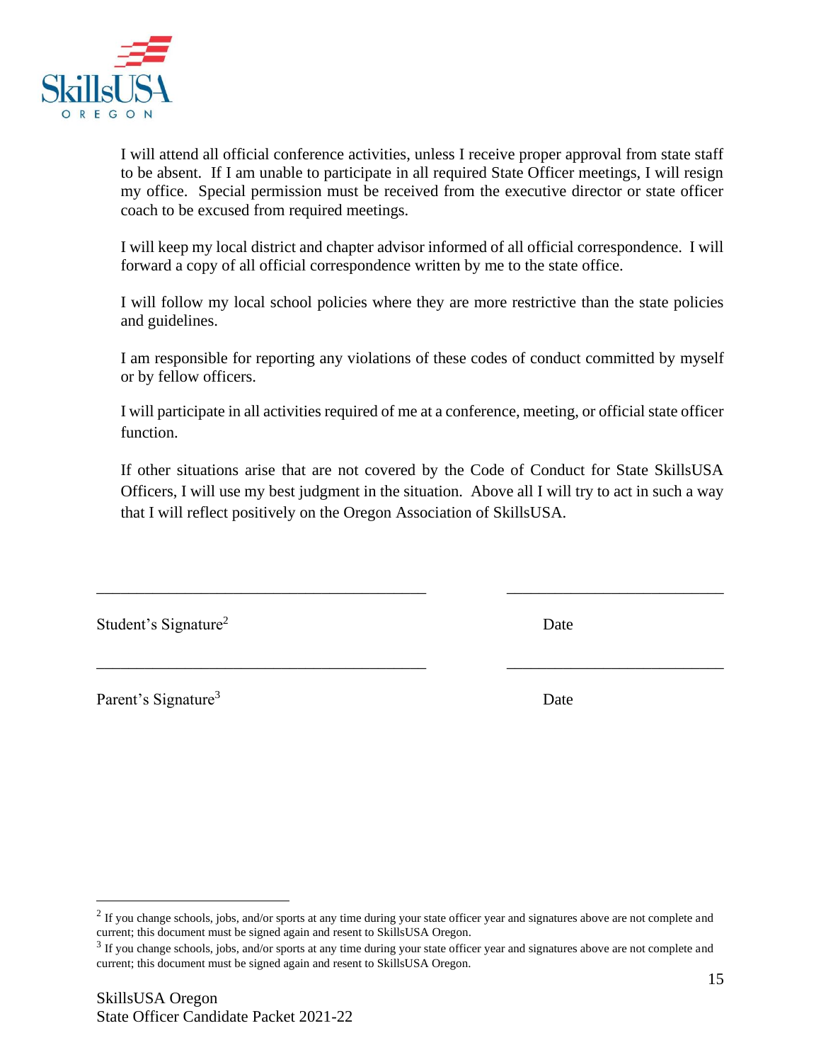I will attend all official conference activities, unless I receive proper approval from state staff to be absent. If I am unable to participate in all required State Officer meetings, I will resign my office. Special permission must be received from the executive director or state officer coach to be excused from required meetings.

I will keep my local district and chapter advisor informed of all official correspondence. I will forward a copy of all official correspondence written by me to the state office.

I will follow my local school policies where they are more restrictive than the state policies and guidelines.

I am responsible for reporting any violations of these codes of conduct committed by myself or by fellow officers.

I will participate in all activities required of me at a conference, meeting, or official state officer function.

If other situations arise that are not covered by the Code of Conduct for State SkillsUSA Officers, I will use my best judgment in the situation. Above all I will try to act in such a way that I will reflect positively on the Oregon Association of SkillsUSA.

_________________________________________ ___________________________

Student's Signature[2] Date

_________________________________________ ___________________________

Parent's Signature[3] Date

[2] If you change schools, jobs, and/or sports at any time during your state officer year and signatures above are not complete and current; this document must be signed again and resent to SkillsUSA Oregon.

[3] If you change schools, jobs, and/or sports at any time during your state officer year and signatures above are not complete and current; this document must be signed again and resent to SkillsUSA Oregon.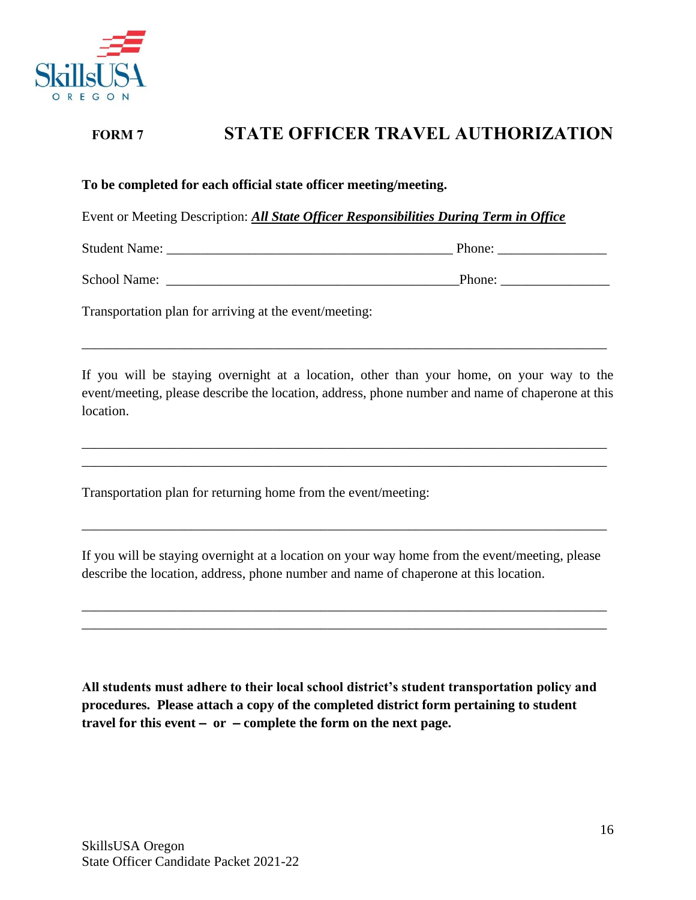**FORM 7**

# STATE OFFICER TRAVEL AUTHORIZATION

**To be completed for each official state officer meeting/meeting.**

Event or Meeting Description: ***All State Officer Responsibilities During Term in Office***

Student Name: ___________________________________________ Phone: ________________

School Name: ____________________________________________Phone: ________________

Transportation plan for arriving at the event/meeting:

_______________________________________________________________________________

If you will be staying overnight at a location, other than your home, on your way to the event/meeting, please describe the location, address, phone number and name of chaperone at this location.

_______________________________________________________________________________
_______________________________________________________________________________

Transportation plan for returning home from the event/meeting:

_______________________________________________________________________________

If you will be staying overnight at a location on your way home from the event/meeting, please describe the location, address, phone number and name of chaperone at this location.

_______________________________________________________________________________
_______________________________________________________________________________

**All students must adhere to their local school district's student transportation policy and procedures. Please attach a copy of the completed district form pertaining to student travel for this event – or – complete the form on the next page.**

SkillsUSA Oregon
State Officer Candidate Packet 2021-22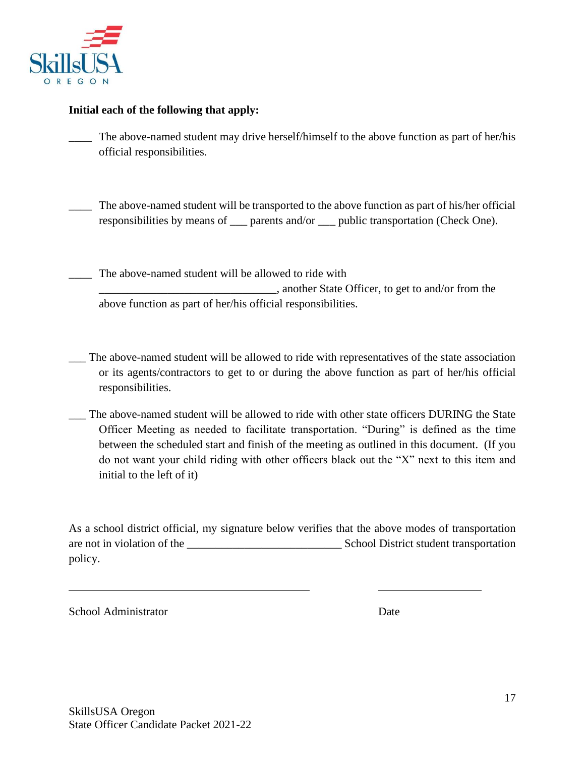**Initial each of the following that apply:**

____ The above-named student may drive herself/himself to the above function as part of her/his official responsibilities.

____ The above-named student will be transported to the above function as part of his/her official responsibilities by means of ___ parents and/or ___ public transportation (Check One).

____ The above-named student will be allowed to ride with _______________________________, another State Officer, to get to and/or from the above function as part of her/his official responsibilities.

___ The above-named student will be allowed to ride with representatives of the state association or its agents/contractors to get to or during the above function as part of her/his official responsibilities.

___ The above-named student will be allowed to ride with other state officers DURING the State Officer Meeting as needed to facilitate transportation. "During" is defined as the time between the scheduled start and finish of the meeting as outlined in this document. (If you do not want your child riding with other officers black out the "X" next to this item and initial to the left of it)

As a school district official, my signature below verifies that the above modes of transportation are not in violation of the ___________________________ School District student transportation policy.

_____________________________________________ ___________________

School Administrator Date

SkillsUSA Oregon
State Officer Candidate Packet 2021-22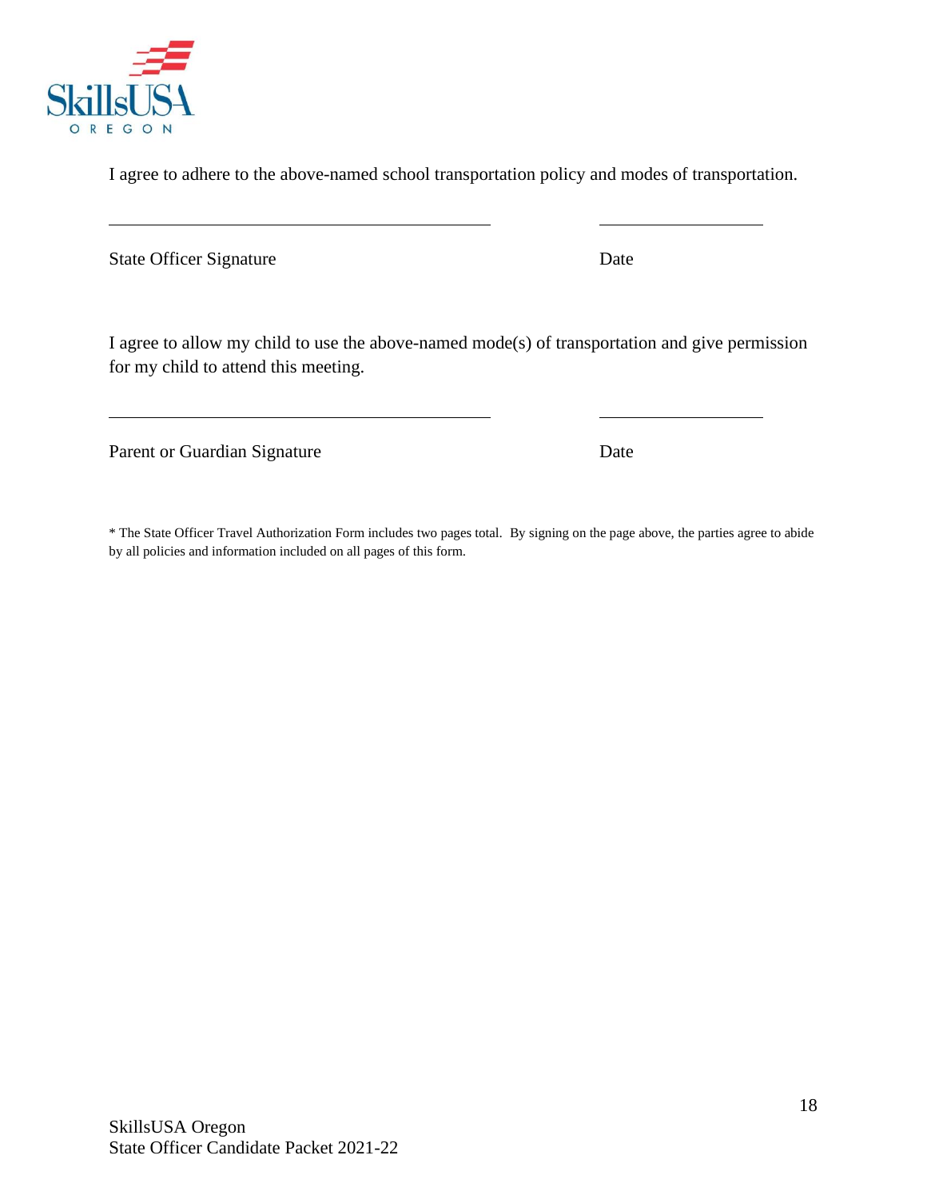I agree to adhere to the above-named school transportation policy and modes of transportation.

_________________________________________ ____________________

State Officer Signature Date

I agree to allow my child to use the above-named mode(s) of transportation and give permission for my child to attend this meeting.

_________________________________________ ____________________

Parent or Guardian Signature Date

* The State Officer Travel Authorization Form includes two pages total. By signing on the page above, the parties agree to abide by all policies and information included on all pages of this form.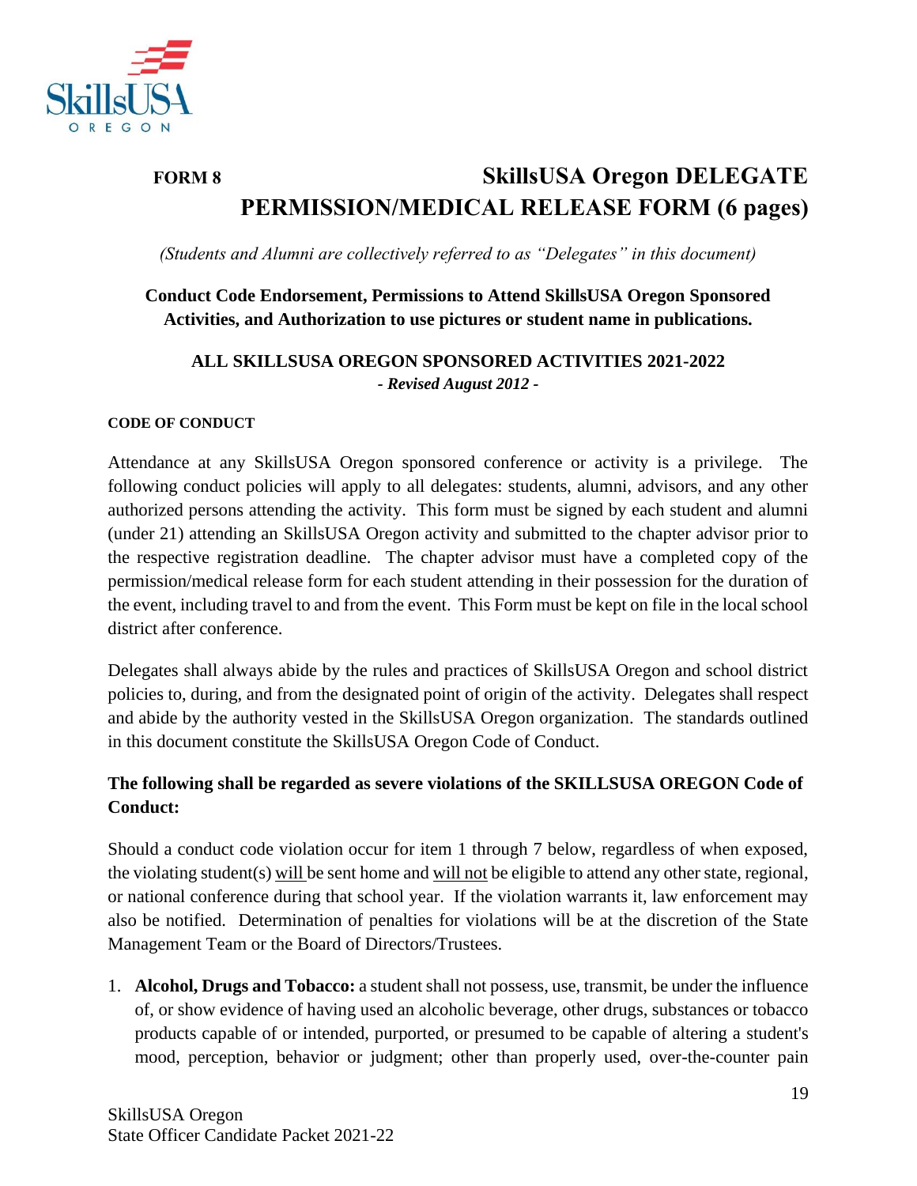**FORM 8**

# SkillsUSA Oregon DELEGATE PERMISSION/MEDICAL RELEASE FORM (6 pages)

*(Students and Alumni are collectively referred to as "Delegates" in this document)*

**Conduct Code Endorsement, Permissions to Attend SkillsUSA Oregon Sponsored Activities, and Authorization to use pictures or student name in publications.**

**ALL SKILLSUSA OREGON SPONSORED ACTIVITIES 2021-2022**
***- Revised August 2012 -***

**CODE OF CONDUCT**

Attendance at any SkillsUSA Oregon sponsored conference or activity is a privilege. The following conduct policies will apply to all delegates: students, alumni, advisors, and any other authorized persons attending the activity. This form must be signed by each student and alumni (under 21) attending an SkillsUSA Oregon activity and submitted to the chapter advisor prior to the respective registration deadline. The chapter advisor must have a completed copy of the permission/medical release form for each student attending in their possession for the duration of the event, including travel to and from the event. This Form must be kept on file in the local school district after conference.

Delegates shall always abide by the rules and practices of SkillsUSA Oregon and school district policies to, during, and from the designated point of origin of the activity. Delegates shall respect and abide by the authority vested in the SkillsUSA Oregon organization. The standards outlined in this document constitute the SkillsUSA Oregon Code of Conduct.

**The following shall be regarded as severe violations of the SKILLSUSA OREGON Code of Conduct:**

Should a conduct code violation occur for item 1 through 7 below, regardless of when exposed, the violating student(s) <u>will</u> be sent home and <u>will not</u> be eligible to attend any other state, regional, or national conference during that school year. If the violation warrants it, law enforcement may also be notified. Determination of penalties for violations will be at the discretion of the State Management Team or the Board of Directors/Trustees.

1. **Alcohol, Drugs and Tobacco:** a student shall not possess, use, transmit, be under the influence of, or show evidence of having used an alcoholic beverage, other drugs, substances or tobacco products capable of or intended, purported, or presumed to be capable of altering a student's mood, perception, behavior or judgment; other than properly used, over-the-counter pain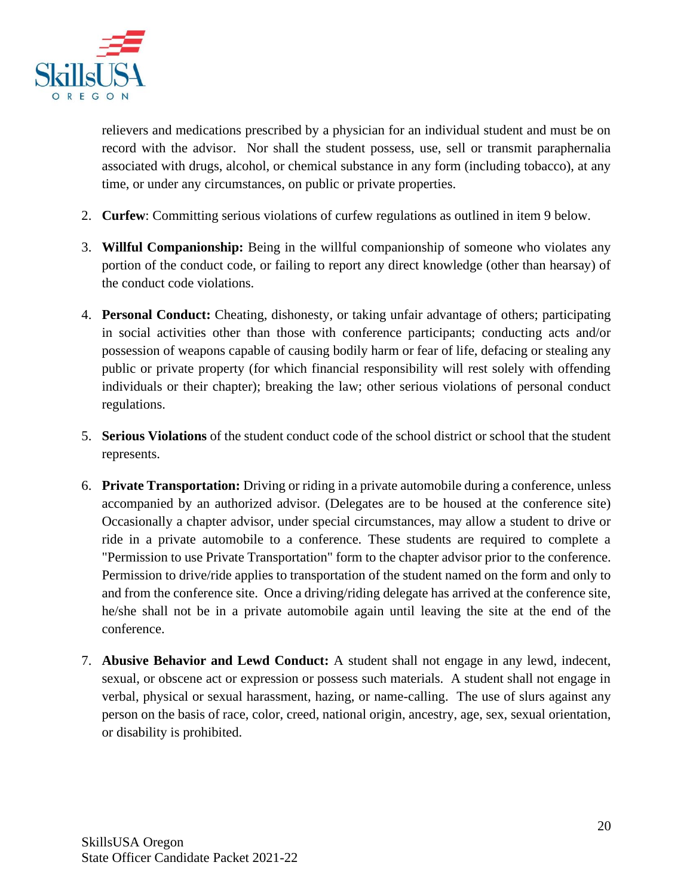relievers and medications prescribed by a physician for an individual student and must be on record with the advisor. Nor shall the student possess, use, sell or transmit paraphernalia associated with drugs, alcohol, or chemical substance in any form (including tobacco), at any time, or under any circumstances, on public or private properties.

2. **Curfew**: Committing serious violations of curfew regulations as outlined in item 9 below.

3. **Willful Companionship:** Being in the willful companionship of someone who violates any portion of the conduct code, or failing to report any direct knowledge (other than hearsay) of the conduct code violations.

4. **Personal Conduct:** Cheating, dishonesty, or taking unfair advantage of others; participating in social activities other than those with conference participants; conducting acts and/or possession of weapons capable of causing bodily harm or fear of life, defacing or stealing any public or private property (for which financial responsibility will rest solely with offending individuals or their chapter); breaking the law; other serious violations of personal conduct regulations.

5. **Serious Violations** of the student conduct code of the school district or school that the student represents.

6. **Private Transportation:** Driving or riding in a private automobile during a conference, unless accompanied by an authorized advisor. (Delegates are to be housed at the conference site) Occasionally a chapter advisor, under special circumstances, may allow a student to drive or ride in a private automobile to a conference. These students are required to complete a "Permission to use Private Transportation" form to the chapter advisor prior to the conference. Permission to drive/ride applies to transportation of the student named on the form and only to and from the conference site. Once a driving/riding delegate has arrived at the conference site, he/she shall not be in a private automobile again until leaving the site at the end of the conference.

7. **Abusive Behavior and Lewd Conduct:** A student shall not engage in any lewd, indecent, sexual, or obscene act or expression or possess such materials. A student shall not engage in verbal, physical or sexual harassment, hazing, or name-calling. The use of slurs against any person on the basis of race, color, creed, national origin, ancestry, age, sex, sexual orientation, or disability is prohibited.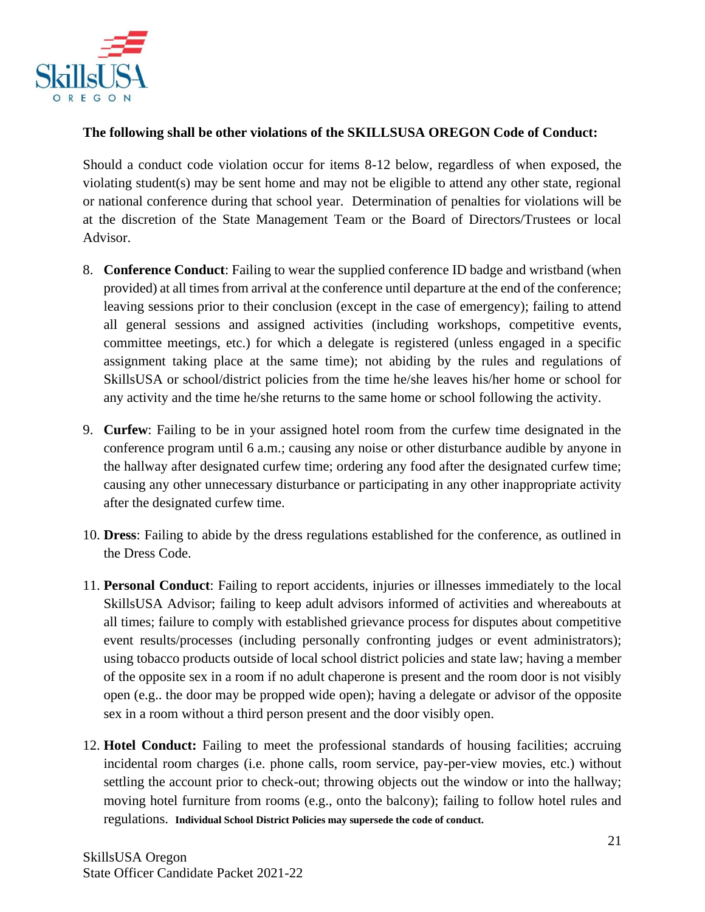**The following shall be other violations of the SKILLSUSA OREGON Code of Conduct:**

Should a conduct code violation occur for items 8-12 below, regardless of when exposed, the violating student(s) may be sent home and may not be eligible to attend any other state, regional or national conference during that school year. Determination of penalties for violations will be at the discretion of the State Management Team or the Board of Directors/Trustees or local Advisor.

8. **Conference Conduct**: Failing to wear the supplied conference ID badge and wristband (when provided) at all times from arrival at the conference until departure at the end of the conference; leaving sessions prior to their conclusion (except in the case of emergency); failing to attend all general sessions and assigned activities (including workshops, competitive events, committee meetings, etc.) for which a delegate is registered (unless engaged in a specific assignment taking place at the same time); not abiding by the rules and regulations of SkillsUSA or school/district policies from the time he/she leaves his/her home or school for any activity and the time he/she returns to the same home or school following the activity.

9. **Curfew**: Failing to be in your assigned hotel room from the curfew time designated in the conference program until 6 a.m.; causing any noise or other disturbance audible by anyone in the hallway after designated curfew time; ordering any food after the designated curfew time; causing any other unnecessary disturbance or participating in any other inappropriate activity after the designated curfew time.

10. **Dress**: Failing to abide by the dress regulations established for the conference, as outlined in the Dress Code.

11. **Personal Conduct**: Failing to report accidents, injuries or illnesses immediately to the local SkillsUSA Advisor; failing to keep adult advisors informed of activities and whereabouts at all times; failure to comply with established grievance process for disputes about competitive event results/processes (including personally confronting judges or event administrators); using tobacco products outside of local school district policies and state law; having a member of the opposite sex in a room if no adult chaperone is present and the room door is not visibly open (e.g.. the door may be propped wide open); having a delegate or advisor of the opposite sex in a room without a third person present and the door visibly open.

12. **Hotel Conduct:** Failing to meet the professional standards of housing facilities; accruing incidental room charges (i.e. phone calls, room service, pay-per-view movies, etc.) without settling the account prior to check-out; throwing objects out the window or into the hallway; moving hotel furniture from rooms (e.g., onto the balcony); failing to follow hotel rules and regulations. **Individual School District Policies may supersede the code of conduct.**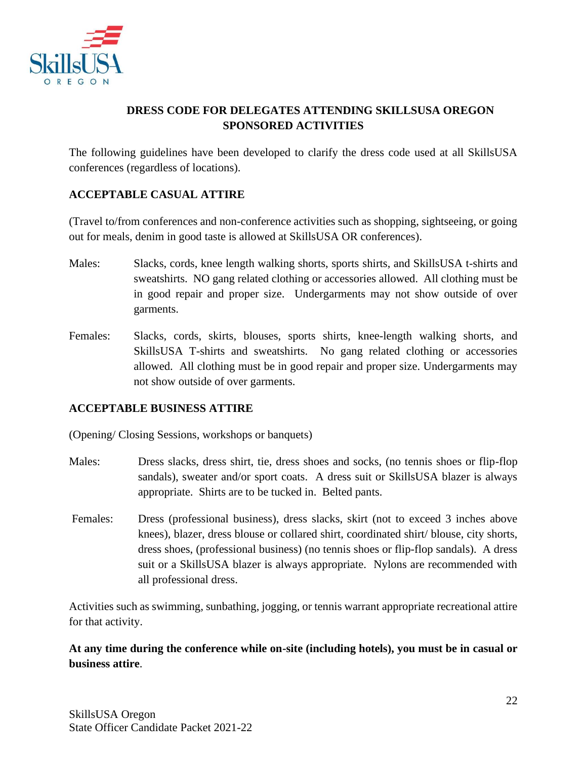## DRESS CODE FOR DELEGATES ATTENDING SKILLSUSA OREGON SPONSORED ACTIVITIES

The following guidelines have been developed to clarify the dress code used at all SkillsUSA conferences (regardless of locations).

### ACCEPTABLE CASUAL ATTIRE

(Travel to/from conferences and non-conference activities such as shopping, sightseeing, or going out for meals, denim in good taste is allowed at SkillsUSA OR conferences).

Males: Slacks, cords, knee length walking shorts, sports shirts, and SkillsUSA t-shirts and sweatshirts. NO gang related clothing or accessories allowed. All clothing must be in good repair and proper size. Undergarments may not show outside of over garments.

Females: Slacks, cords, skirts, blouses, sports shirts, knee-length walking shorts, and SkillsUSA T-shirts and sweatshirts. No gang related clothing or accessories allowed. All clothing must be in good repair and proper size. Undergarments may not show outside of over garments.

### ACCEPTABLE BUSINESS ATTIRE

(Opening/ Closing Sessions, workshops or banquets)

Males: Dress slacks, dress shirt, tie, dress shoes and socks, (no tennis shoes or flip-flop sandals), sweater and/or sport coats. A dress suit or SkillsUSA blazer is always appropriate. Shirts are to be tucked in. Belted pants.

Females: Dress (professional business), dress slacks, skirt (not to exceed 3 inches above knees), blazer, dress blouse or collared shirt, coordinated shirt/ blouse, city shorts, dress shoes, (professional business) (no tennis shoes or flip-flop sandals). A dress suit or a SkillsUSA blazer is always appropriate. Nylons are recommended with all professional dress.

Activities such as swimming, sunbathing, jogging, or tennis warrant appropriate recreational attire for that activity.

**At any time during the conference while on-site (including hotels), you must be in casual or business attire**.

SkillsUSA Oregon
State Officer Candidate Packet 2021-22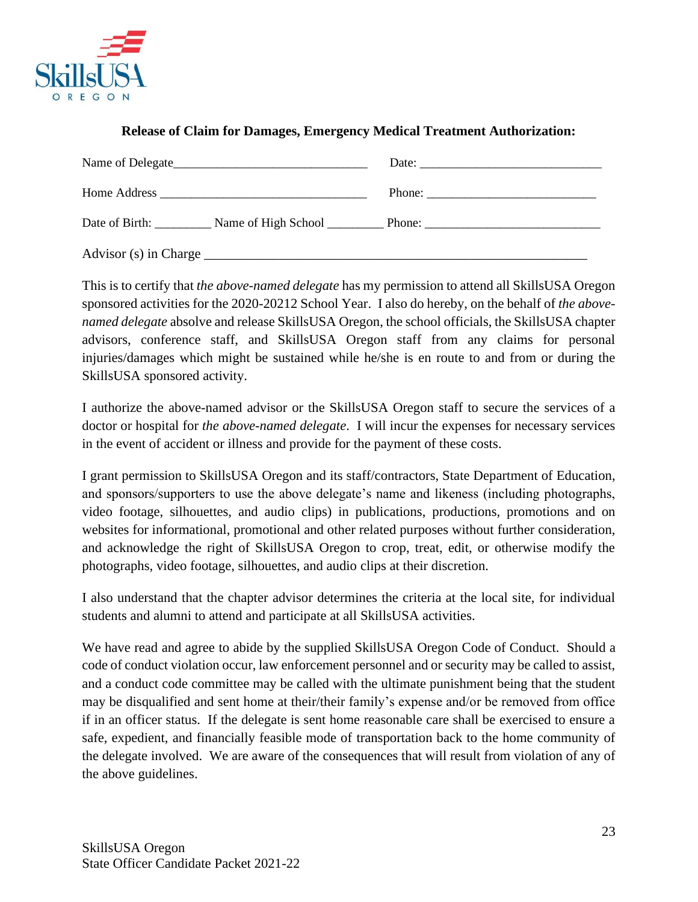**Release of Claim for Damages, Emergency Medical Treatment Authorization:**

Name of Delegate_______________________________ Date: _____________________________

Home Address _________________________________ Phone: __________________________

Date of Birth: _________ Name of High School _________ Phone: ____________________________

Advisor (s) in Charge ____________________________________________________________

This is to certify that *the above-named delegate* has my permission to attend all SkillsUSA Oregon sponsored activities for the 2020-20212 School Year. I also do hereby, on the behalf of *the above-named delegate* absolve and release SkillsUSA Oregon, the school officials, the SkillsUSA chapter advisors, conference staff, and SkillsUSA Oregon staff from any claims for personal injuries/damages which might be sustained while he/she is en route to and from or during the SkillsUSA sponsored activity.

I authorize the above-named advisor or the SkillsUSA Oregon staff to secure the services of a doctor or hospital for *the above-named delegate*. I will incur the expenses for necessary services in the event of accident or illness and provide for the payment of these costs.

I grant permission to SkillsUSA Oregon and its staff/contractors, State Department of Education, and sponsors/supporters to use the above delegate's name and likeness (including photographs, video footage, silhouettes, and audio clips) in publications, productions, promotions and on websites for informational, promotional and other related purposes without further consideration, and acknowledge the right of SkillsUSA Oregon to crop, treat, edit, or otherwise modify the photographs, video footage, silhouettes, and audio clips at their discretion.

I also understand that the chapter advisor determines the criteria at the local site, for individual students and alumni to attend and participate at all SkillsUSA activities.

We have read and agree to abide by the supplied SkillsUSA Oregon Code of Conduct. Should a code of conduct violation occur, law enforcement personnel and or security may be called to assist, and a conduct code committee may be called with the ultimate punishment being that the student may be disqualified and sent home at their/their family's expense and/or be removed from office if in an officer status. If the delegate is sent home reasonable care shall be exercised to ensure a safe, expedient, and financially feasible mode of transportation back to the home community of the delegate involved. We are aware of the consequences that will result from violation of any of the above guidelines.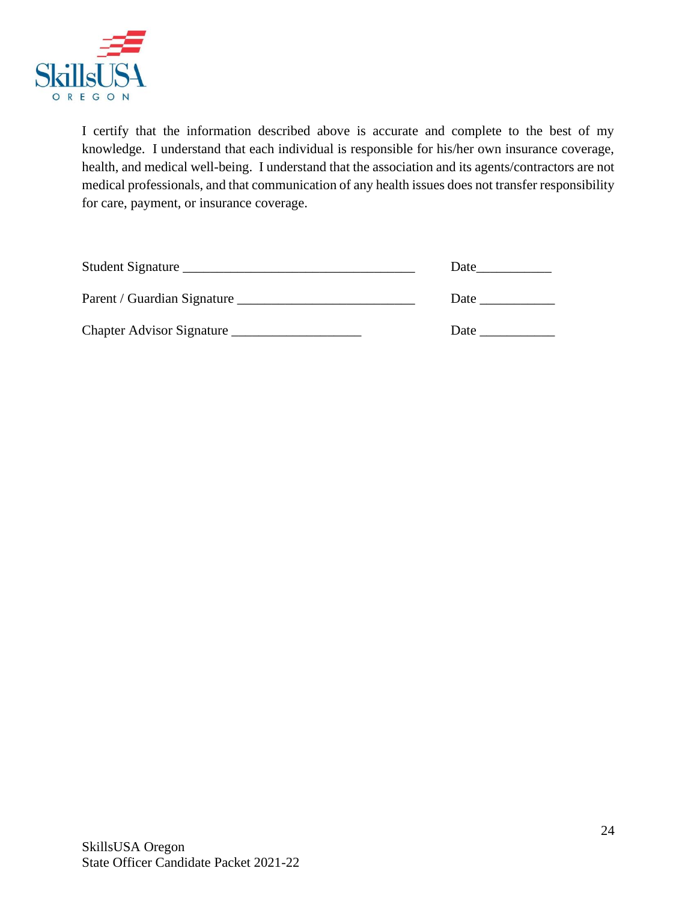I certify that the information described above is accurate and complete to the best of my knowledge. I understand that each individual is responsible for his/her own insurance coverage, health, and medical well-being. I understand that the association and its agents/contractors are not medical professionals, and that communication of any health issues does not transfer responsibility for care, payment, or insurance coverage.

Student Signature ___________________________________ Date___________

Parent / Guardian Signature ___________________________ Date ___________

Chapter Advisor Signature ____________________ Date ___________